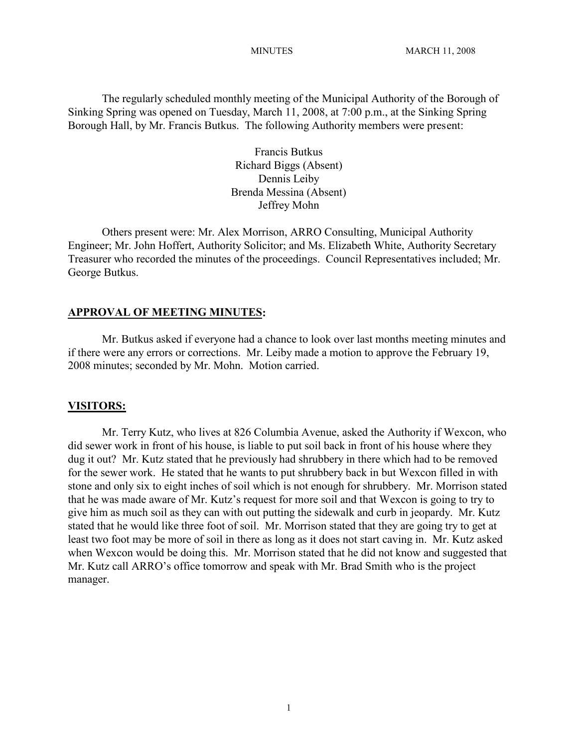MINUTES MARCH 11, 2008

The regularly scheduled monthly meeting of the Municipal Authority of the Borough of Sinking Spring was opened on Tuesday, March 11, 2008, at 7:00 p.m., at the Sinking Spring Borough Hall, by Mr. Francis Butkus. The following Authority members were present:

Francis Butkus
Richard Biggs (Absent)
Dennis Leiby
Brenda Messina (Absent)
Jeffrey Mohn

Others present were: Mr. Alex Morrison, ARRO Consulting, Municipal Authority Engineer; Mr. John Hoffert, Authority Solicitor; and Ms. Elizabeth White, Authority Secretary Treasurer who recorded the minutes of the proceedings. Council Representatives included; Mr. George Butkus.

## APPROVAL OF MEETING MINUTES:

Mr. Butkus asked if everyone had a chance to look over last months meeting minutes and if there were any errors or corrections. Mr. Leiby made a motion to approve the February 19, 2008 minutes; seconded by Mr. Mohn. Motion carried.

## VISITORS:

Mr. Terry Kutz, who lives at 826 Columbia Avenue, asked the Authority if Wexcon, who did sewer work in front of his house, is liable to put soil back in front of his house where they dug it out? Mr. Kutz stated that he previously had shrubbery in there which had to be removed for the sewer work. He stated that he wants to put shrubbery back in but Wexcon filled in with stone and only six to eight inches of soil which is not enough for shrubbery. Mr. Morrison stated that he was made aware of Mr. Kutz's request for more soil and that Wexcon is going to try to give him as much soil as they can with out putting the sidewalk and curb in jeopardy. Mr. Kutz stated that he would like three foot of soil. Mr. Morrison stated that they are going try to get at least two foot may be more of soil in there as long as it does not start caving in. Mr. Kutz asked when Wexcon would be doing this. Mr. Morrison stated that he did not know and suggested that Mr. Kutz call ARRO's office tomorrow and speak with Mr. Brad Smith who is the project manager.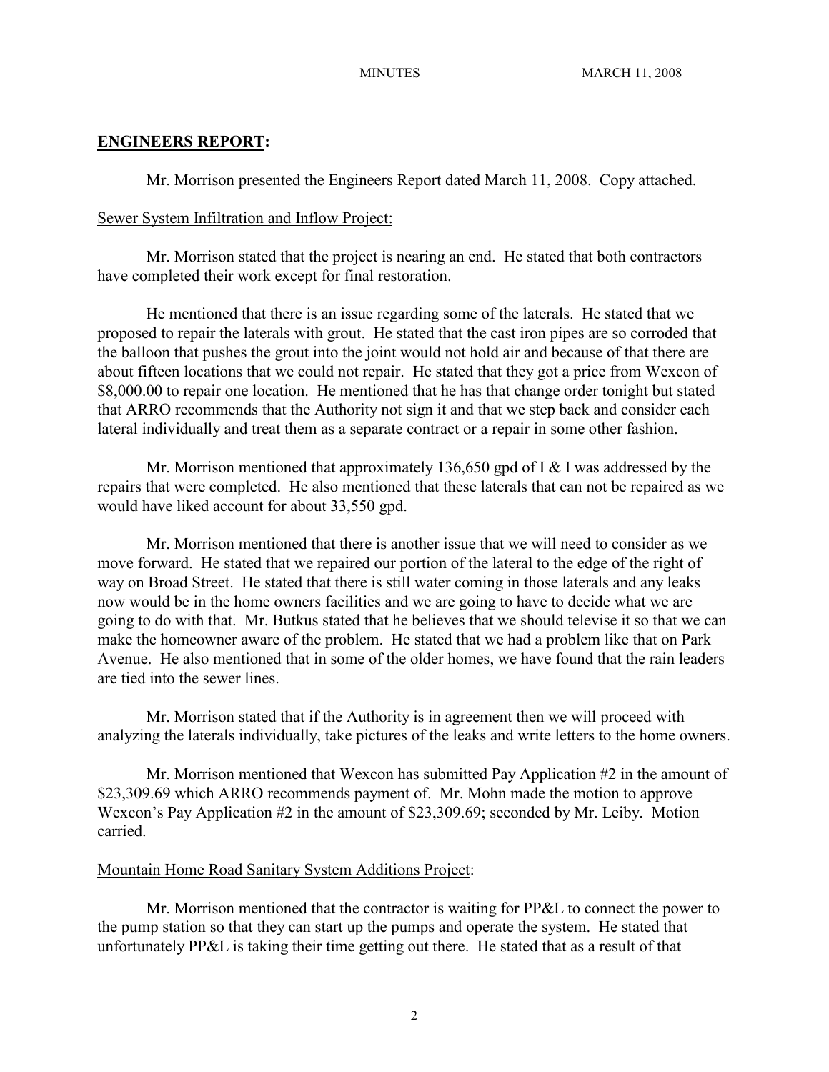## ENGINEERS REPORT:

Mr. Morrison presented the Engineers Report dated March 11, 2008. Copy attached.

Sewer System Infiltration and Inflow Project:

Mr. Morrison stated that the project is nearing an end. He stated that both contractors have completed their work except for final restoration.

He mentioned that there is an issue regarding some of the laterals. He stated that we proposed to repair the laterals with grout. He stated that the cast iron pipes are so corroded that the balloon that pushes the grout into the joint would not hold air and because of that there are about fifteen locations that we could not repair. He stated that they got a price from Wexcon of $8,000.00 to repair one location. He mentioned that he has that change order tonight but stated that ARRO recommends that the Authority not sign it and that we step back and consider each lateral individually and treat them as a separate contract or a repair in some other fashion.

Mr. Morrison mentioned that approximately 136,650 gpd of I & I was addressed by the repairs that were completed. He also mentioned that these laterals that can not be repaired as we would have liked account for about 33,550 gpd.

Mr. Morrison mentioned that there is another issue that we will need to consider as we move forward. He stated that we repaired our portion of the lateral to the edge of the right of way on Broad Street. He stated that there is still water coming in those laterals and any leaks now would be in the home owners facilities and we are going to have to decide what we are going to do with that. Mr. Butkus stated that he believes that we should televise it so that we can make the homeowner aware of the problem. He stated that we had a problem like that on Park Avenue. He also mentioned that in some of the older homes, we have found that the rain leaders are tied into the sewer lines.

Mr. Morrison stated that if the Authority is in agreement then we will proceed with analyzing the laterals individually, take pictures of the leaks and write letters to the home owners.

Mr. Morrison mentioned that Wexcon has submitted Pay Application #2 in the amount of $23,309.69 which ARRO recommends payment of. Mr. Mohn made the motion to approve Wexcon's Pay Application #2 in the amount of $23,309.69; seconded by Mr. Leiby. Motion carried.

Mountain Home Road Sanitary System Additions Project:

Mr. Morrison mentioned that the contractor is waiting for PP&L to connect the power to the pump station so that they can start up the pumps and operate the system. He stated that unfortunately PP&L is taking their time getting out there. He stated that as a result of that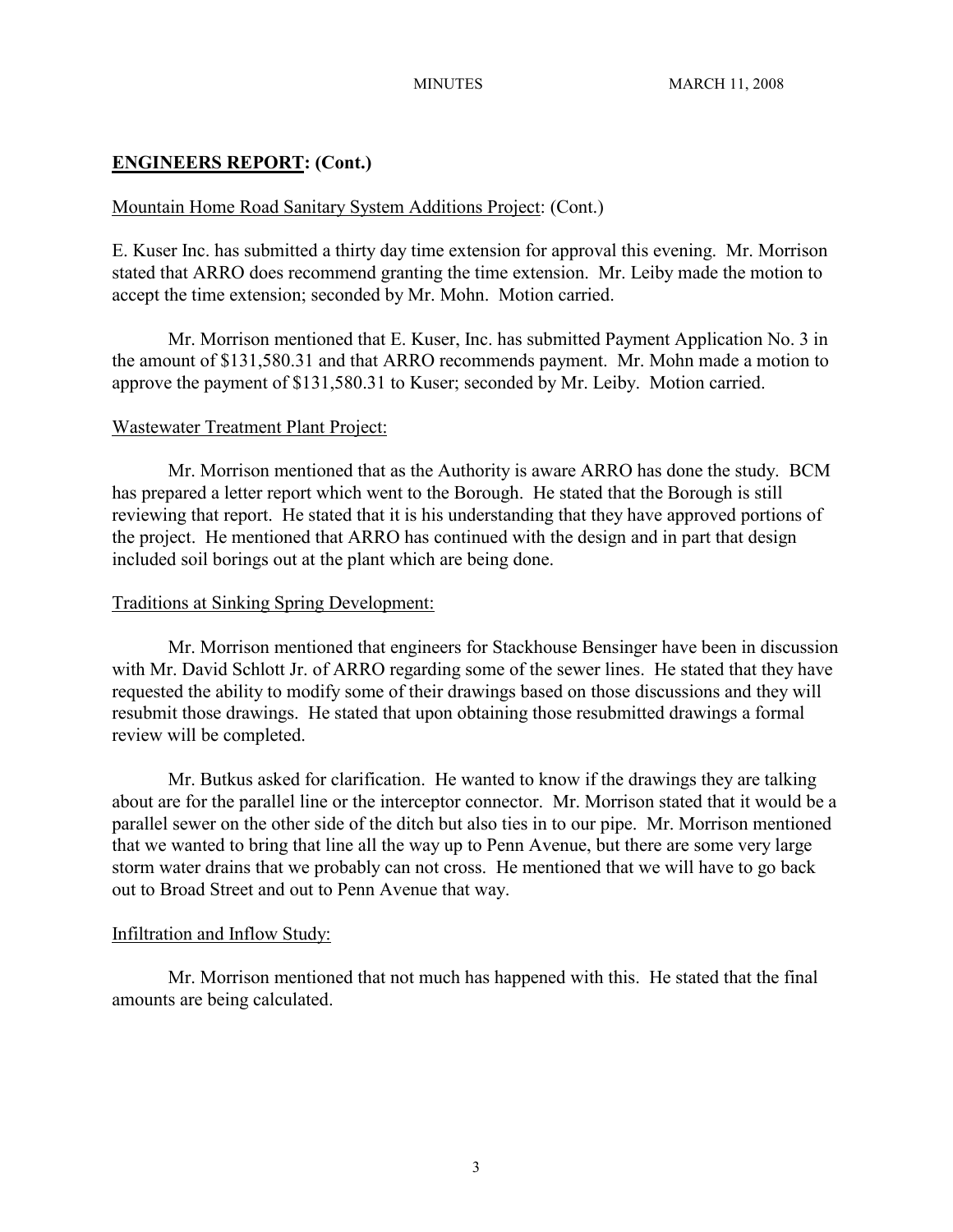## **ENGINEERS REPORT: (Cont.)**

Mountain Home Road Sanitary System Additions Project: (Cont.)

E. Kuser Inc. has submitted a thirty day time extension for approval this evening. Mr. Morrison stated that ARRO does recommend granting the time extension. Mr. Leiby made the motion to accept the time extension; seconded by Mr. Mohn. Motion carried.

Mr. Morrison mentioned that E. Kuser, Inc. has submitted Payment Application No. 3 in the amount of $131,580.31 and that ARRO recommends payment. Mr. Mohn made a motion to approve the payment of $131,580.31 to Kuser; seconded by Mr. Leiby. Motion carried.

Wastewater Treatment Plant Project:

Mr. Morrison mentioned that as the Authority is aware ARRO has done the study. BCM has prepared a letter report which went to the Borough. He stated that the Borough is still reviewing that report. He stated that it is his understanding that they have approved portions of the project. He mentioned that ARRO has continued with the design and in part that design included soil borings out at the plant which are being done.

Traditions at Sinking Spring Development:

Mr. Morrison mentioned that engineers for Stackhouse Bensinger have been in discussion with Mr. David Schlott Jr. of ARRO regarding some of the sewer lines. He stated that they have requested the ability to modify some of their drawings based on those discussions and they will resubmit those drawings. He stated that upon obtaining those resubmitted drawings a formal review will be completed.

Mr. Butkus asked for clarification. He wanted to know if the drawings they are talking about are for the parallel line or the interceptor connector. Mr. Morrison stated that it would be a parallel sewer on the other side of the ditch but also ties in to our pipe. Mr. Morrison mentioned that we wanted to bring that line all the way up to Penn Avenue, but there are some very large storm water drains that we probably can not cross. He mentioned that we will have to go back out to Broad Street and out to Penn Avenue that way.

Infiltration and Inflow Study:

Mr. Morrison mentioned that not much has happened with this. He stated that the final amounts are being calculated.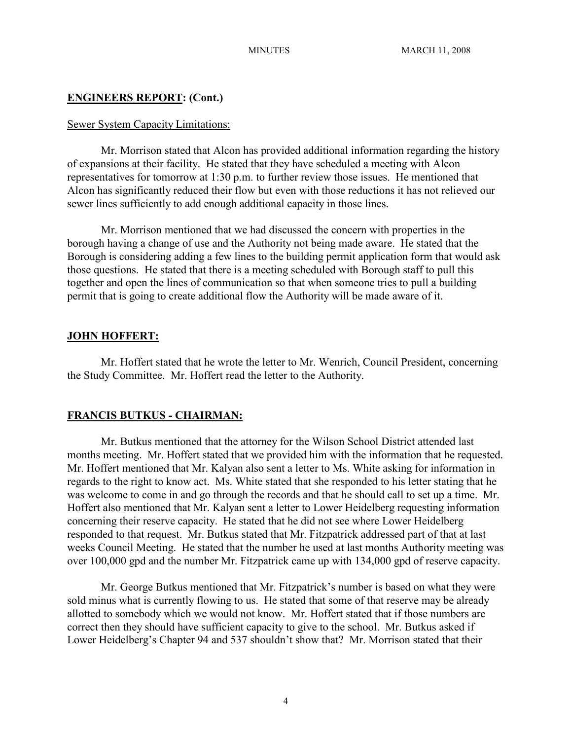**ENGINEERS REPORT: (Cont.)**

Sewer System Capacity Limitations:

Mr. Morrison stated that Alcon has provided additional information regarding the history of expansions at their facility. He stated that they have scheduled a meeting with Alcon representatives for tomorrow at 1:30 p.m. to further review those issues. He mentioned that Alcon has significantly reduced their flow but even with those reductions it has not relieved our sewer lines sufficiently to add enough additional capacity in those lines.

Mr. Morrison mentioned that we had discussed the concern with properties in the borough having a change of use and the Authority not being made aware. He stated that the Borough is considering adding a few lines to the building permit application form that would ask those questions. He stated that there is a meeting scheduled with Borough staff to pull this together and open the lines of communication so that when someone tries to pull a building permit that is going to create additional flow the Authority will be made aware of it.

**JOHN HOFFERT:**

Mr. Hoffert stated that he wrote the letter to Mr. Wenrich, Council President, concerning the Study Committee. Mr. Hoffert read the letter to the Authority.

**FRANCIS BUTKUS - CHAIRMAN:**

Mr. Butkus mentioned that the attorney for the Wilson School District attended last months meeting. Mr. Hoffert stated that we provided him with the information that he requested. Mr. Hoffert mentioned that Mr. Kalyan also sent a letter to Ms. White asking for information in regards to the right to know act. Ms. White stated that she responded to his letter stating that he was welcome to come in and go through the records and that he should call to set up a time. Mr. Hoffert also mentioned that Mr. Kalyan sent a letter to Lower Heidelberg requesting information concerning their reserve capacity. He stated that he did not see where Lower Heidelberg responded to that request. Mr. Butkus stated that Mr. Fitzpatrick addressed part of that at last weeks Council Meeting. He stated that the number he used at last months Authority meeting was over 100,000 gpd and the number Mr. Fitzpatrick came up with 134,000 gpd of reserve capacity.

Mr. George Butkus mentioned that Mr. Fitzpatrick's number is based on what they were sold minus what is currently flowing to us. He stated that some of that reserve may be already allotted to somebody which we would not know. Mr. Hoffert stated that if those numbers are correct then they should have sufficient capacity to give to the school. Mr. Butkus asked if Lower Heidelberg's Chapter 94 and 537 shouldn't show that? Mr. Morrison stated that their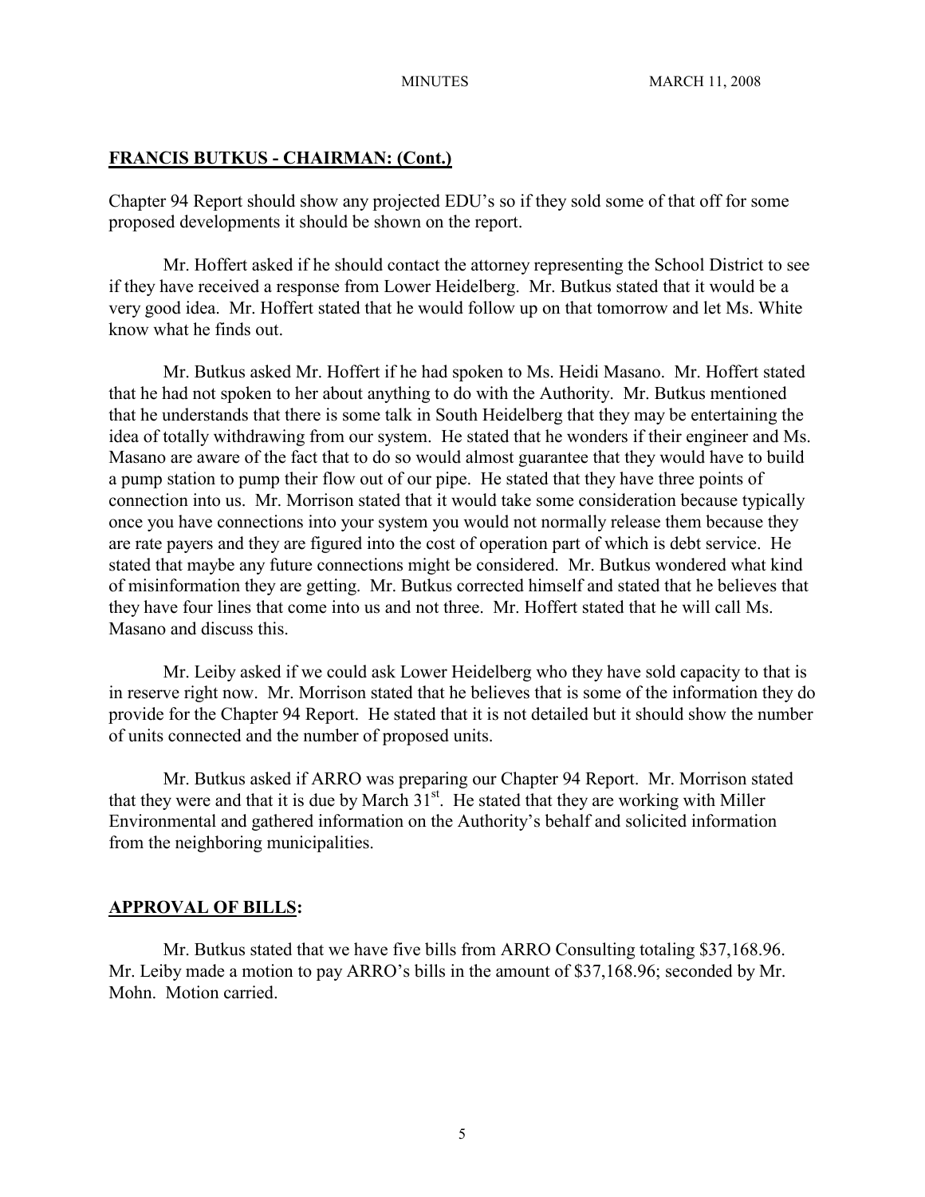## FRANCIS BUTKUS - CHAIRMAN: (Cont.)

Chapter 94 Report should show any projected EDU's so if they sold some of that off for some proposed developments it should be shown on the report.

Mr. Hoffert asked if he should contact the attorney representing the School District to see if they have received a response from Lower Heidelberg. Mr. Butkus stated that it would be a very good idea. Mr. Hoffert stated that he would follow up on that tomorrow and let Ms. White know what he finds out.

Mr. Butkus asked Mr. Hoffert if he had spoken to Ms. Heidi Masano. Mr. Hoffert stated that he had not spoken to her about anything to do with the Authority. Mr. Butkus mentioned that he understands that there is some talk in South Heidelberg that they may be entertaining the idea of totally withdrawing from our system. He stated that he wonders if their engineer and Ms. Masano are aware of the fact that to do so would almost guarantee that they would have to build a pump station to pump their flow out of our pipe. He stated that they have three points of connection into us. Mr. Morrison stated that it would take some consideration because typically once you have connections into your system you would not normally release them because they are rate payers and they are figured into the cost of operation part of which is debt service. He stated that maybe any future connections might be considered. Mr. Butkus wondered what kind of misinformation they are getting. Mr. Butkus corrected himself and stated that he believes that they have four lines that come into us and not three. Mr. Hoffert stated that he will call Ms. Masano and discuss this.

Mr. Leiby asked if we could ask Lower Heidelberg who they have sold capacity to that is in reserve right now. Mr. Morrison stated that he believes that is some of the information they do provide for the Chapter 94 Report. He stated that it is not detailed but it should show the number of units connected and the number of proposed units.

Mr. Butkus asked if ARRO was preparing our Chapter 94 Report. Mr. Morrison stated that they were and that it is due by March 31st. He stated that they are working with Miller Environmental and gathered information on the Authority's behalf and solicited information from the neighboring municipalities.

## APPROVAL OF BILLS:

Mr. Butkus stated that we have five bills from ARRO Consulting totaling $37,168.96. Mr. Leiby made a motion to pay ARRO's bills in the amount of $37,168.96; seconded by Mr. Mohn. Motion carried.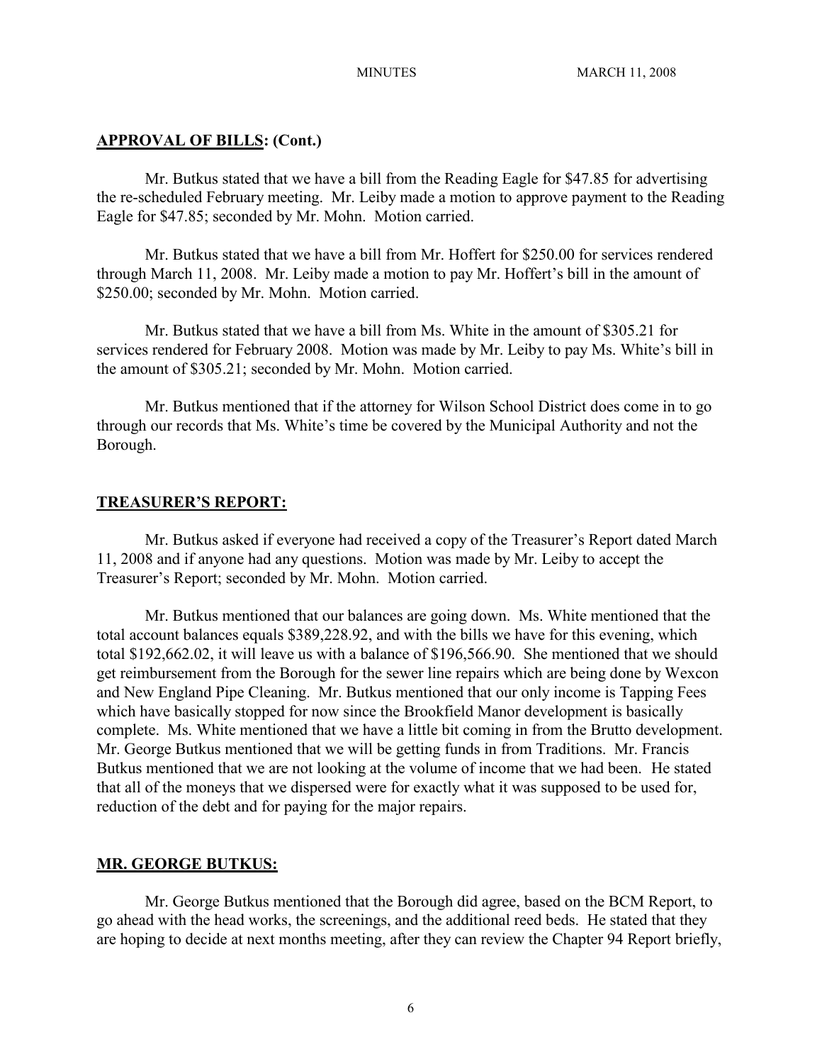## **APPROVAL OF BILLS: (Cont.)**

Mr. Butkus stated that we have a bill from the Reading Eagle for $47.85 for advertising the re-scheduled February meeting. Mr. Leiby made a motion to approve payment to the Reading Eagle for $47.85; seconded by Mr. Mohn. Motion carried.

Mr. Butkus stated that we have a bill from Mr. Hoffert for $250.00 for services rendered through March 11, 2008. Mr. Leiby made a motion to pay Mr. Hoffert's bill in the amount of $250.00; seconded by Mr. Mohn. Motion carried.

Mr. Butkus stated that we have a bill from Ms. White in the amount of $305.21 for services rendered for February 2008. Motion was made by Mr. Leiby to pay Ms. White's bill in the amount of $305.21; seconded by Mr. Mohn. Motion carried.

Mr. Butkus mentioned that if the attorney for Wilson School District does come in to go through our records that Ms. White's time be covered by the Municipal Authority and not the Borough.

## **TREASURER'S REPORT:**

Mr. Butkus asked if everyone had received a copy of the Treasurer's Report dated March 11, 2008 and if anyone had any questions. Motion was made by Mr. Leiby to accept the Treasurer's Report; seconded by Mr. Mohn. Motion carried.

Mr. Butkus mentioned that our balances are going down. Ms. White mentioned that the total account balances equals $389,228.92, and with the bills we have for this evening, which total $192,662.02, it will leave us with a balance of $196,566.90. She mentioned that we should get reimbursement from the Borough for the sewer line repairs which are being done by Wexcon and New England Pipe Cleaning. Mr. Butkus mentioned that our only income is Tapping Fees which have basically stopped for now since the Brookfield Manor development is basically complete. Ms. White mentioned that we have a little bit coming in from the Brutto development. Mr. George Butkus mentioned that we will be getting funds in from Traditions. Mr. Francis Butkus mentioned that we are not looking at the volume of income that we had been. He stated that all of the moneys that we dispersed were for exactly what it was supposed to be used for, reduction of the debt and for paying for the major repairs.

## **MR. GEORGE BUTKUS:**

Mr. George Butkus mentioned that the Borough did agree, based on the BCM Report, to go ahead with the head works, the screenings, and the additional reed beds. He stated that they are hoping to decide at next months meeting, after they can review the Chapter 94 Report briefly,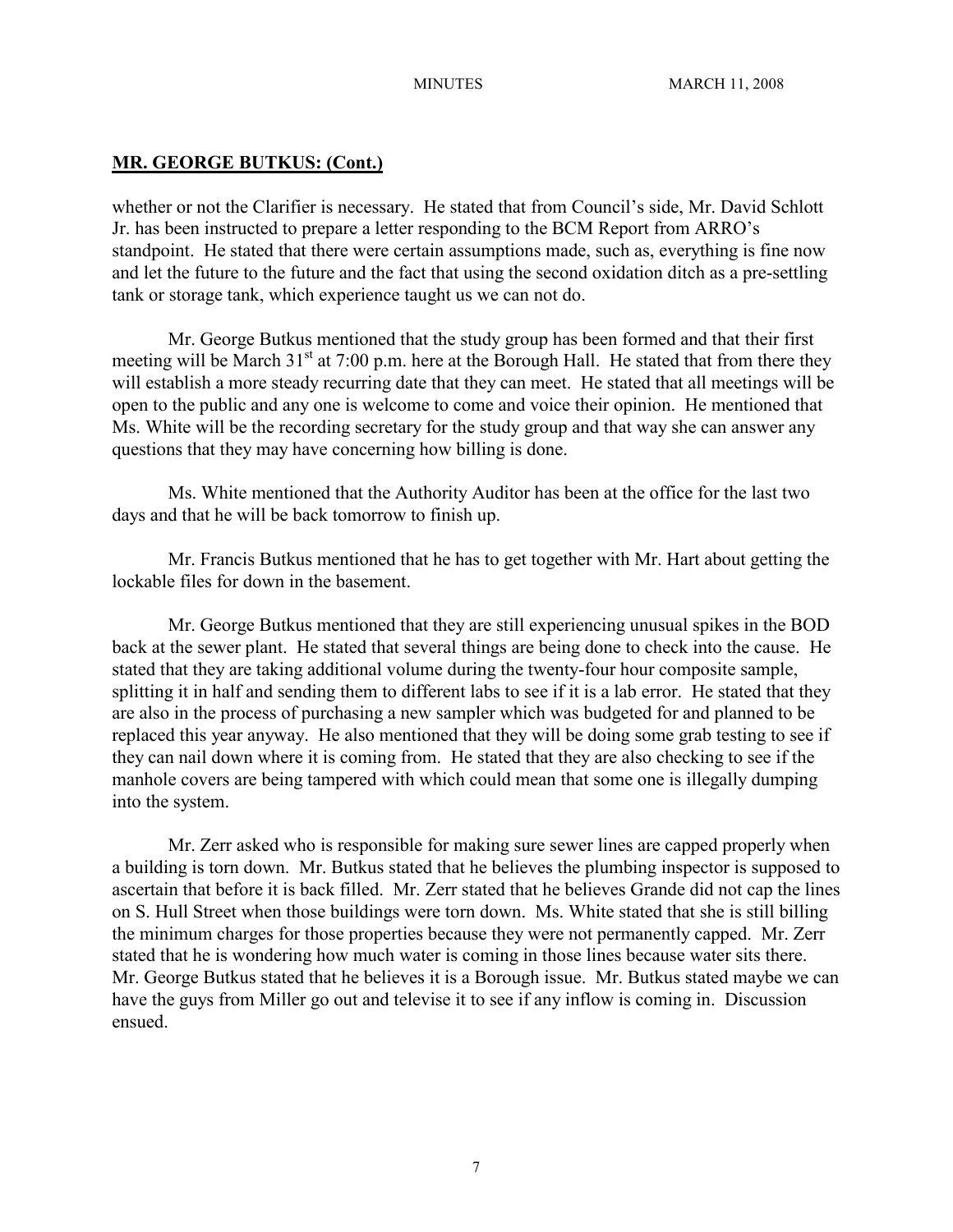## MR. GEORGE BUTKUS: (Cont.)

whether or not the Clarifier is necessary. He stated that from Council's side, Mr. David Schlott Jr. has been instructed to prepare a letter responding to the BCM Report from ARRO's standpoint. He stated that there were certain assumptions made, such as, everything is fine now and let the future to the future and the fact that using the second oxidation ditch as a pre-settling tank or storage tank, which experience taught us we can not do.

Mr. George Butkus mentioned that the study group has been formed and that their first meeting will be March 31st at 7:00 p.m. here at the Borough Hall. He stated that from there they will establish a more steady recurring date that they can meet. He stated that all meetings will be open to the public and any one is welcome to come and voice their opinion. He mentioned that Ms. White will be the recording secretary for the study group and that way she can answer any questions that they may have concerning how billing is done.

Ms. White mentioned that the Authority Auditor has been at the office for the last two days and that he will be back tomorrow to finish up.

Mr. Francis Butkus mentioned that he has to get together with Mr. Hart about getting the lockable files for down in the basement.

Mr. George Butkus mentioned that they are still experiencing unusual spikes in the BOD back at the sewer plant. He stated that several things are being done to check into the cause. He stated that they are taking additional volume during the twenty-four hour composite sample, splitting it in half and sending them to different labs to see if it is a lab error. He stated that they are also in the process of purchasing a new sampler which was budgeted for and planned to be replaced this year anyway. He also mentioned that they will be doing some grab testing to see if they can nail down where it is coming from. He stated that they are also checking to see if the manhole covers are being tampered with which could mean that some one is illegally dumping into the system.

Mr. Zerr asked who is responsible for making sure sewer lines are capped properly when a building is torn down. Mr. Butkus stated that he believes the plumbing inspector is supposed to ascertain that before it is back filled. Mr. Zerr stated that he believes Grande did not cap the lines on S. Hull Street when those buildings were torn down. Ms. White stated that she is still billing the minimum charges for those properties because they were not permanently capped. Mr. Zerr stated that he is wondering how much water is coming in those lines because water sits there. Mr. George Butkus stated that he believes it is a Borough issue. Mr. Butkus stated maybe we can have the guys from Miller go out and televise it to see if any inflow is coming in. Discussion ensued.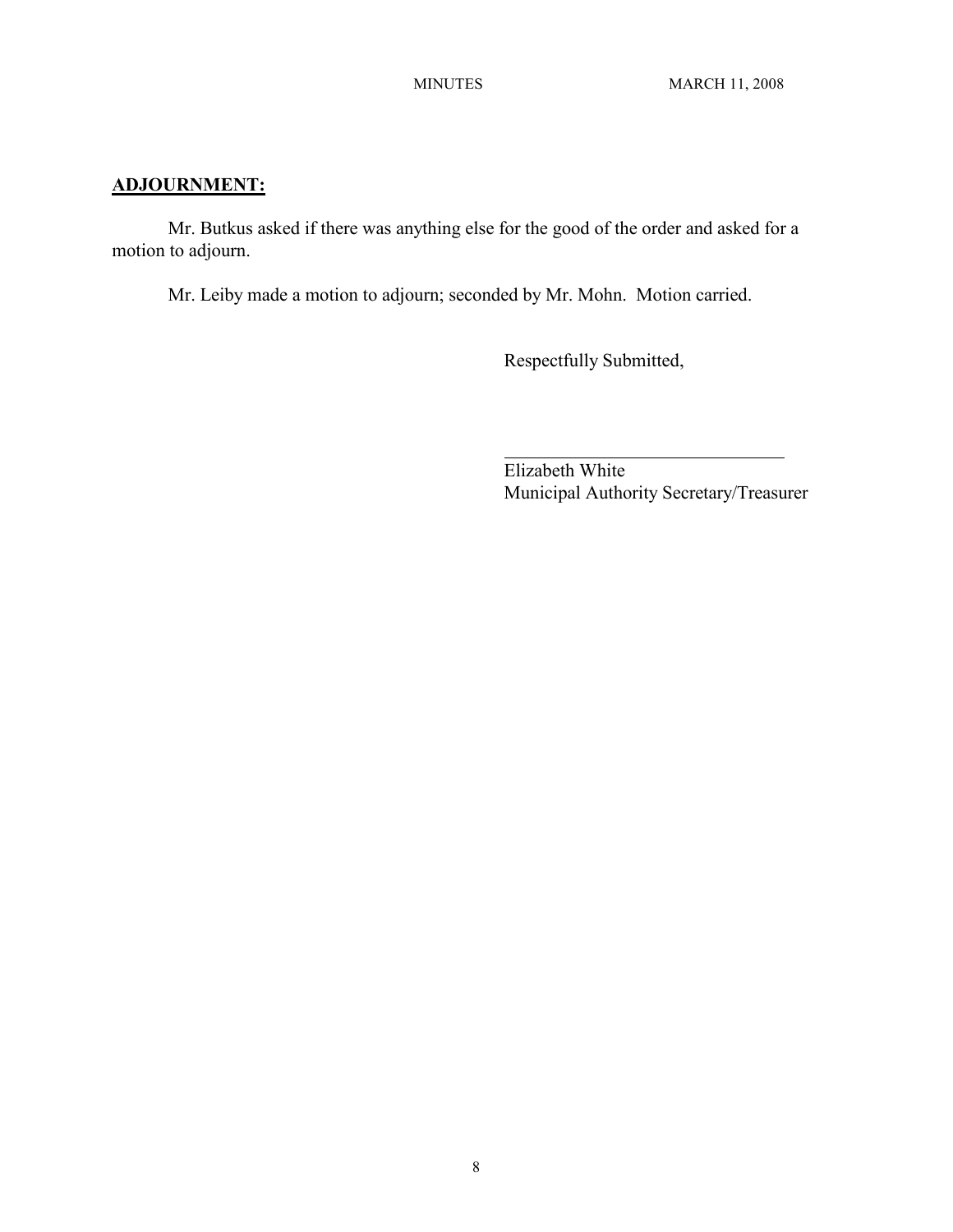**ADJOURNMENT:**

Mr. Butkus asked if there was anything else for the good of the order and asked for a motion to adjourn.

Mr. Leiby made a motion to adjourn; seconded by Mr. Mohn. Motion carried.

Respectfully Submitted,

\_\_\_\_\_\_\_\_\_\_\_\_\_\_\_\_\_\_\_\_\_\_\_\_\_\_\_\_\_\_\_\_

Elizabeth White
Municipal Authority Secretary/Treasurer